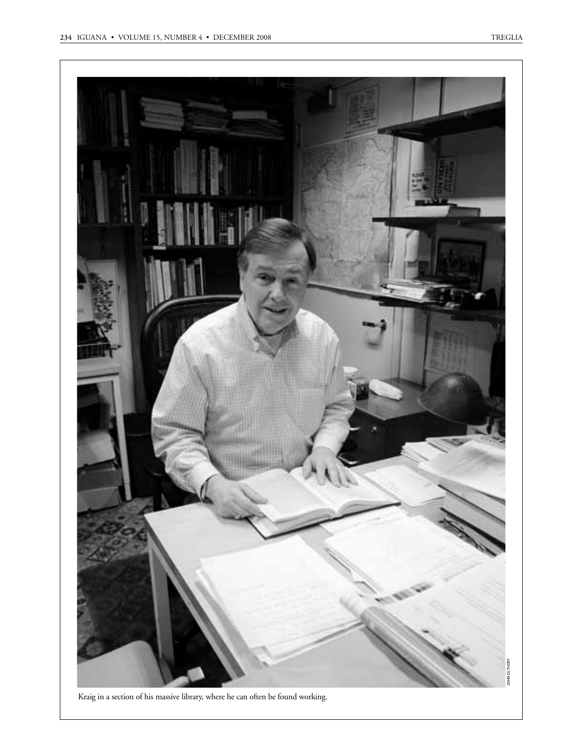Kraig in a section of his massive library, where he can often be found working.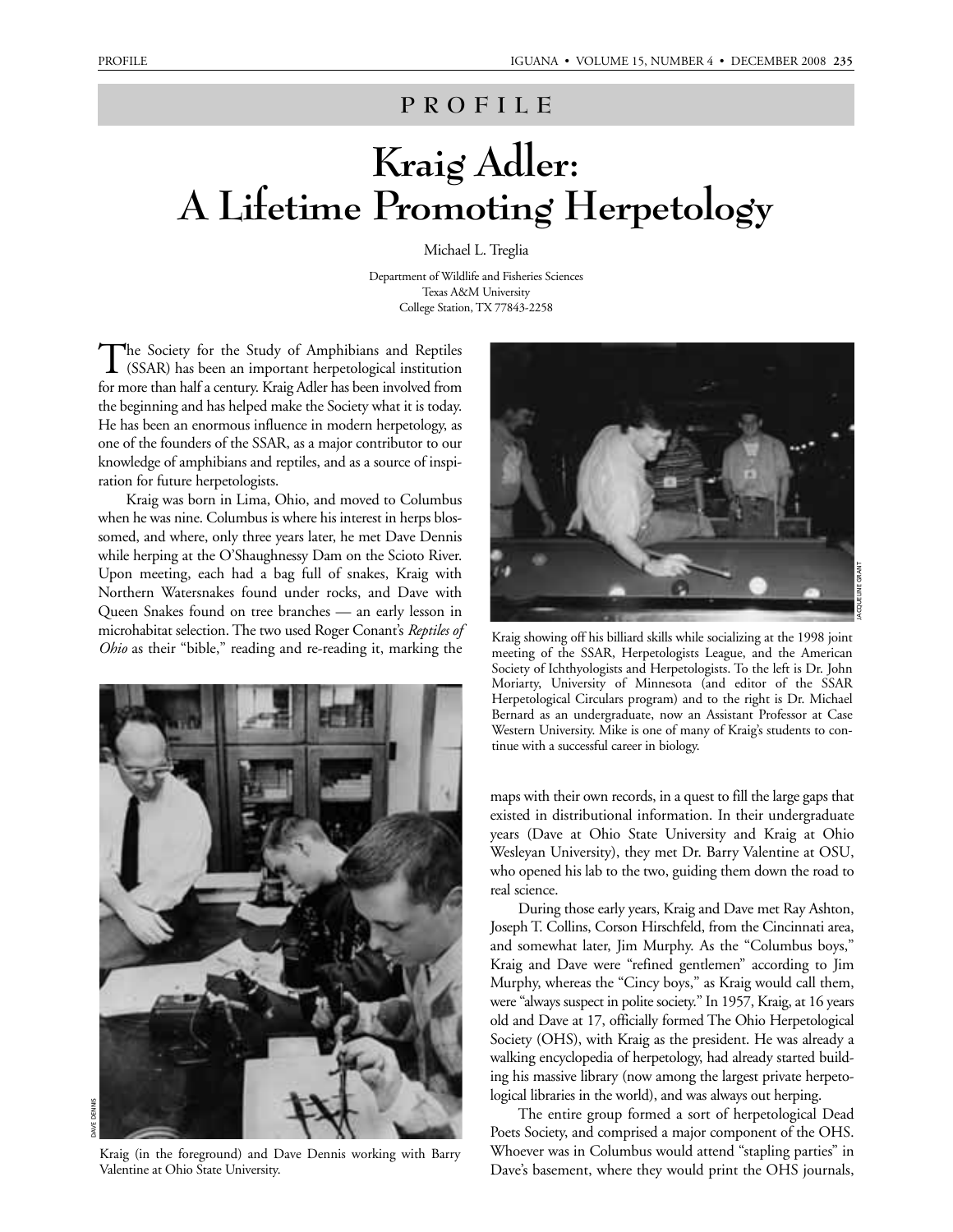PROFILE

# Kraig Adler: A Lifetime Promoting Herpetology

Michael L. Treglia

Department of Wildlife and Fisheries Sciences
Texas A&M University
College Station, TX 77843-2258

The Society for the Study of Amphibians and Reptiles (SSAR) has been an important herpetological institution for more than half a century. Kraig Adler has been involved from the beginning and has helped make the Society what it is today. He has been an enormous influence in modern herpetology, as one of the founders of the SSAR, as a major contributor to our knowledge of amphibians and reptiles, and as a source of inspiration for future herpetologists.

Kraig was born in Lima, Ohio, and moved to Columbus when he was nine. Columbus is where his interest in herps blossomed, and where, only three years later, he met Dave Dennis while herping at the O'Shaughnessy Dam on the Scioto River. Upon meeting, each had a bag full of snakes, Kraig with Northern Watersnakes found under rocks, and Dave with Queen Snakes found on tree branches — an early lesson in microhabitat selection. The two used Roger Conant's *Reptiles of Ohio* as their "bible," reading and re-reading it, marking the maps with their own records, in a quest to fill the large gaps that existed in distributional information. In their undergraduate years (Dave at Ohio State University and Kraig at Ohio Wesleyan University), they met Dr. Barry Valentine at OSU, who opened his lab to the two, guiding them down the road to real science.

Kraig (in the foreground) and Dave Dennis working with Barry Valentine at Ohio State University.

Kraig showing off his billiard skills while socializing at the 1998 joint meeting of the SSAR, Herpetologists League, and the American Society of Ichthyologists and Herpetologists. To the left is Dr. John Moriarty, University of Minnesota (and editor of the SSAR Herpetological Circulars program) and to the right is Dr. Michael Bernard as an undergraduate, now an Assistant Professor at Case Western University. Mike is one of many of Kraig's students to continue with a successful career in biology.

During those early years, Kraig and Dave met Ray Ashton, Joseph T. Collins, Corson Hirschfeld, from the Cincinnati area, and somewhat later, Jim Murphy. As the "Columbus boys," Kraig and Dave were "refined gentlemen" according to Jim Murphy, whereas the "Cincy boys," as Kraig would call them, were "always suspect in polite society." In 1957, Kraig, at 16 years old and Dave at 17, officially formed The Ohio Herpetological Society (OHS), with Kraig as the president. He was already a walking encyclopedia of herpetology, had already started building his massive library (now among the largest private herpetological libraries in the world), and was always out herping.

The entire group formed a sort of herpetological Dead Poets Society, and comprised a major component of the OHS. Whoever was in Columbus would attend "stapling parties" in Dave's basement, where they would print the OHS journals,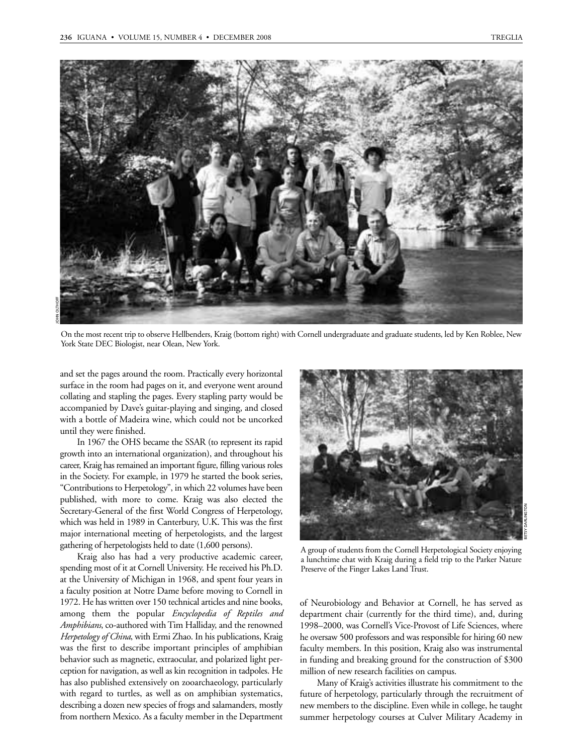On the most recent trip to observe Hellbenders, Kraig (bottom right) with Cornell undergraduate and graduate students, led by Ken Roblee, New York State DEC Biologist, near Olean, New York.

and set the pages around the room. Practically every horizontal surface in the room had pages on it, and everyone went around collating and stapling the pages. Every stapling party would be accompanied by Dave's guitar-playing and singing, and closed with a bottle of Madeira wine, which could not be uncorked until they were finished.

In 1967 the OHS became the SSAR (to represent its rapid growth into an international organization), and throughout his career, Kraig has remained an important figure, filling various roles in the Society. For example, in 1979 he started the book series, "Contributions to Herpetology", in which 22 volumes have been published, with more to come. Kraig was also elected the Secretary-General of the first World Congress of Herpetology, which was held in 1989 in Canterbury, U.K. This was the first major international meeting of herpetologists, and the largest gathering of herpetologists held to date (1,600 persons).

Kraig also has had a very productive academic career, spending most of it at Cornell University. He received his Ph.D. at the University of Michigan in 1968, and spent four years in a faculty position at Notre Dame before moving to Cornell in 1972. He has written over 150 technical articles and nine books, among them the popular *Encyclopedia of Reptiles and Amphibians*, co-authored with Tim Halliday, and the renowned *Herpetology of China*, with Ermi Zhao. In his publications, Kraig was the first to describe important principles of amphibian behavior such as magnetic, extraocular, and polarized light perception for navigation, as well as kin recognition in tadpoles. He has also published extensively on zooarchaeology, particularly with regard to turtles, as well as on amphibian systematics, describing a dozen new species of frogs and salamanders, mostly from northern Mexico. As a faculty member in the Department of Neurobiology and Behavior at Cornell, he has served as department chair (currently for the third time), and, during 1998–2000, was Cornell's Vice-Provost of Life Sciences, where he oversaw 500 professors and was responsible for hiring 60 new faculty members. In this position, Kraig also was instrumental in funding and breaking ground for the construction of $300 million of new research facilities on campus.

A group of students from the Cornell Herpetological Society enjoying a lunchtime chat with Kraig during a field trip to the Parker Nature Preserve of the Finger Lakes Land Trust.

Many of Kraig's activities illustrate his commitment to the future of herpetology, particularly through the recruitment of new members to the discipline. Even while in college, he taught summer herpetology courses at Culver Military Academy in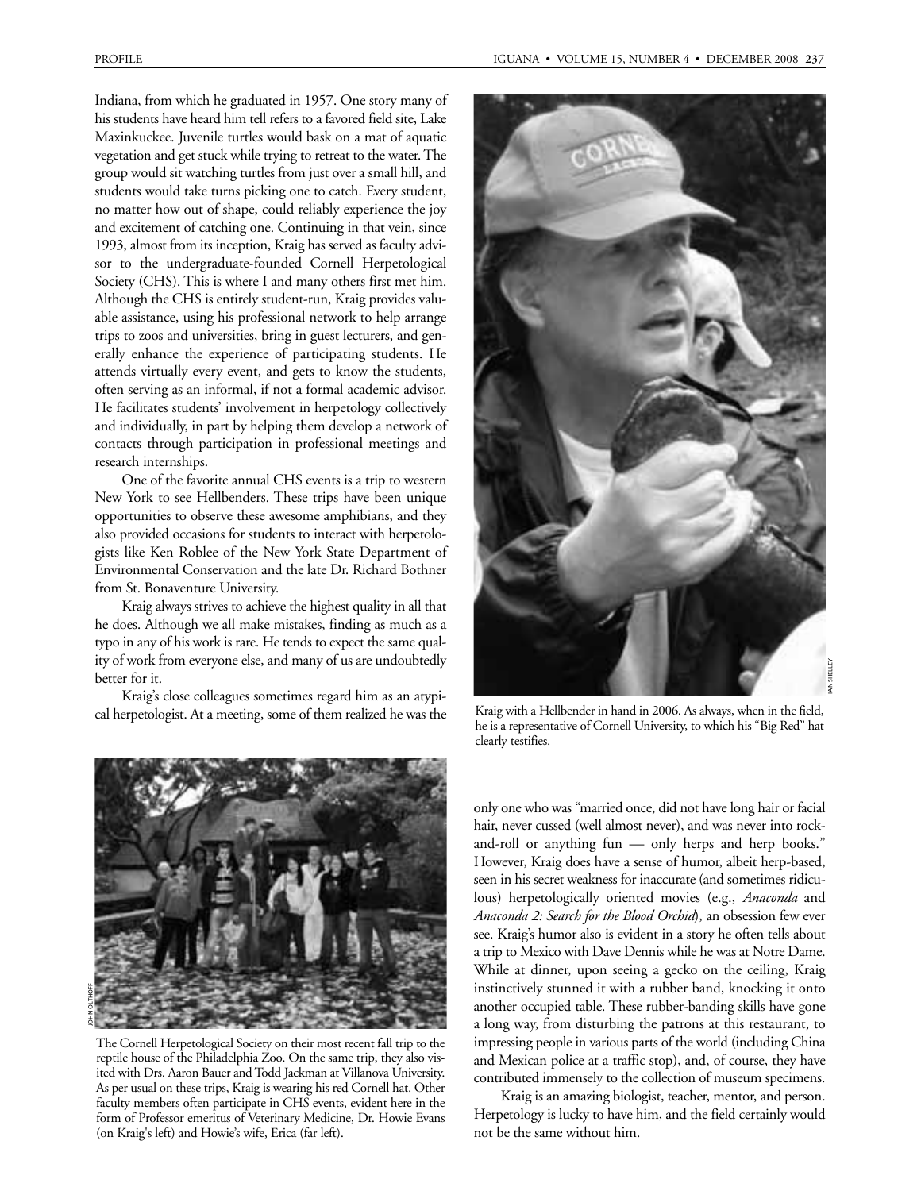Indiana, from which he graduated in 1957. One story many of his students have heard him tell refers to a favored field site, Lake Maxinkuckee. Juvenile turtles would bask on a mat of aquatic vegetation and get stuck while trying to retreat to the water. The group would sit watching turtles from just over a small hill, and students would take turns picking one to catch. Every student, no matter how out of shape, could reliably experience the joy and excitement of catching one. Continuing in that vein, since 1993, almost from its inception, Kraig has served as faculty advisor to the undergraduate-founded Cornell Herpetological Society (CHS). This is where I and many others first met him. Although the CHS is entirely student-run, Kraig provides valuable assistance, using his professional network to help arrange trips to zoos and universities, bring in guest lecturers, and generally enhance the experience of participating students. He attends virtually every event, and gets to know the students, often serving as an informal, if not a formal academic advisor. He facilitates students' involvement in herpetology collectively and individually, in part by helping them develop a network of contacts through participation in professional meetings and research internships.

One of the favorite annual CHS events is a trip to western New York to see Hellbenders. These trips have been unique opportunities to observe these awesome amphibians, and they also provided occasions for students to interact with herpetologists like Ken Roblee of the New York State Department of Environmental Conservation and the late Dr. Richard Bothner from St. Bonaventure University.

Kraig always strives to achieve the highest quality in all that he does. Although we all make mistakes, finding as much as a typo in any of his work is rare. He tends to expect the same quality of work from everyone else, and many of us are undoubtedly better for it.

Kraig's close colleagues sometimes regard him as an atypical herpetologist. At a meeting, some of them realized he was the only one who was "married once, did not have long hair or facial hair, never cussed (well almost never), and was never into rock-and-roll or anything fun — only herps and herp books." However, Kraig does have a sense of humor, albeit herp-based, seen in his secret weakness for inaccurate (and sometimes ridiculous) herpetologically oriented movies (e.g., *Anaconda* and *Anaconda 2: Search for the Blood Orchid*), an obsession few ever see. Kraig's humor also is evident in a story he often tells about a trip to Mexico with Dave Dennis while he was at Notre Dame. While at dinner, upon seeing a gecko on the ceiling, Kraig instinctively stunned it with a rubber band, knocking it onto another occupied table. These rubber-banding skills have gone a long way, from disturbing the patrons at this restaurant, to impressing people in various parts of the world (including China and Mexican police at a traffic stop), and, of course, they have contributed immensely to the collection of museum specimens.

Kraig is an amazing biologist, teacher, mentor, and person. Herpetology is lucky to have him, and the field certainly would not be the same without him.

IAN SHELLEY

Kraig with a Hellbender in hand in 2006. As always, when in the field, he is a representative of Cornell University, to which his "Big Red" hat clearly testifies.

JOHN OLTHOFF

The Cornell Herpetological Society on their most recent fall trip to the reptile house of the Philadelphia Zoo. On the same trip, they also visited with Drs. Aaron Bauer and Todd Jackman at Villanova University. As per usual on these trips, Kraig is wearing his red Cornell hat. Other faculty members often participate in CHS events, evident here in the form of Professor emeritus of Veterinary Medicine, Dr. Howie Evans (on Kraig's left) and Howie's wife, Erica (far left).